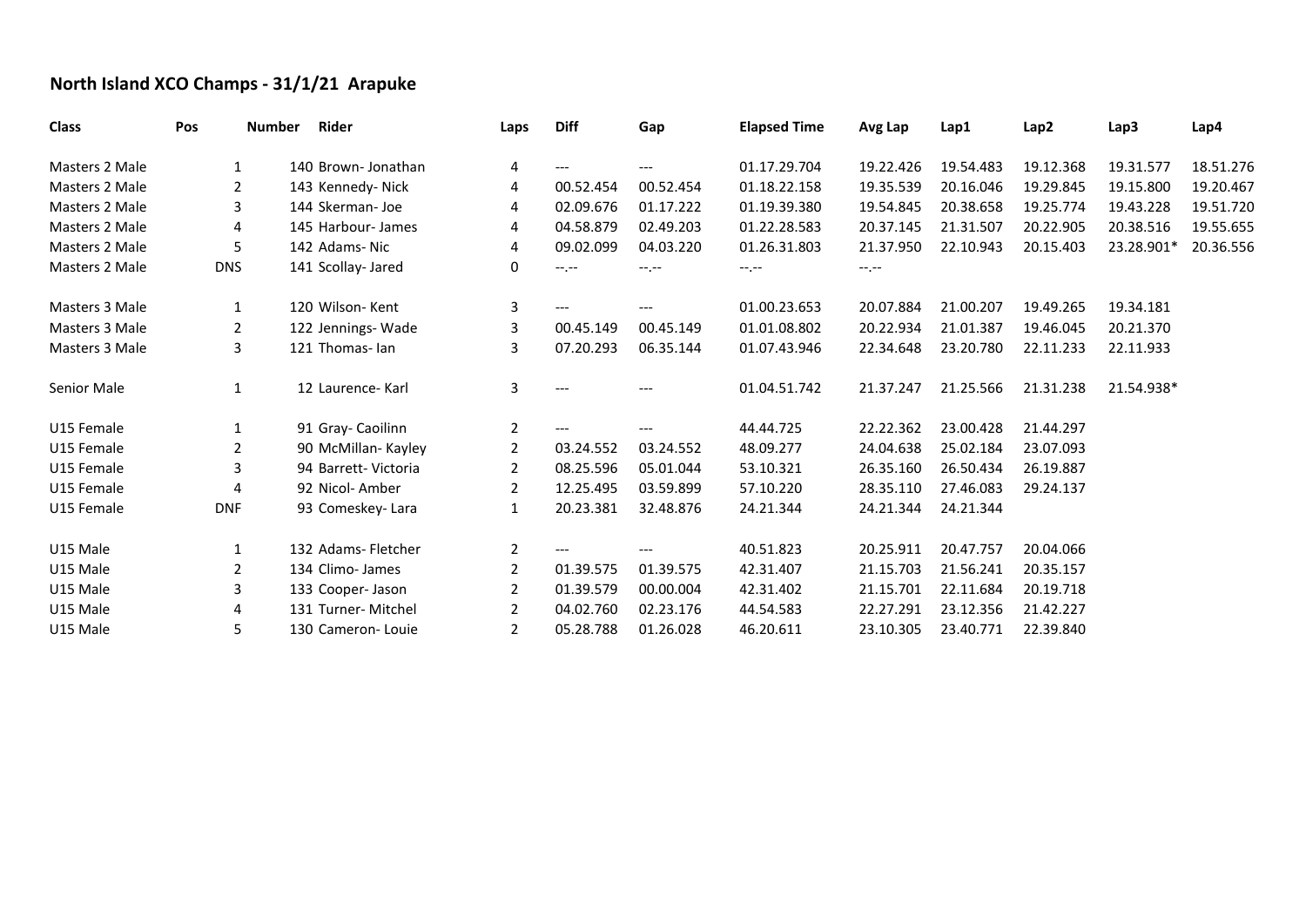## North Island XCO Champs - 31/1/21 Arapuke

| Class | Pos | Number | Rider | Laps | Diff | Gap | Elapsed Time | Avg Lap | Lap1 | Lap2 | Lap3 | Lap4 |
|---|---|---|---|---|---|---|---|---|---|---|---|---|
| Masters 2 Male | 1 | 140 | Brown- Jonathan | 4 | --- | --- | 01.17.29.704 | 19.22.426 | 19.54.483 | 19.12.368 | 19.31.577 | 18.51.276 |
| Masters 2 Male | 2 | 143 | Kennedy- Nick | 4 | 00.52.454 | 00.52.454 | 01.18.22.158 | 19.35.539 | 20.16.046 | 19.29.845 | 19.15.800 | 19.20.467 |
| Masters 2 Male | 3 | 144 | Skerman- Joe | 4 | 02.09.676 | 01.17.222 | 01.19.39.380 | 19.54.845 | 20.38.658 | 19.25.774 | 19.43.228 | 19.51.720 |
| Masters 2 Male | 4 | 145 | Harbour- James | 4 | 04.58.879 | 02.49.203 | 01.22.28.583 | 20.37.145 | 21.31.507 | 20.22.905 | 20.38.516 | 19.55.655 |
| Masters 2 Male | 5 | 142 | Adams- Nic | 4 | 09.02.099 | 04.03.220 | 01.26.31.803 | 21.37.950 | 22.10.943 | 20.15.403 | 23.28.901* | 20.36.556 |
| Masters 2 Male | DNS | 141 | Scollay- Jared | 0 | --.-- | --.-- | --.-- | --.-- | | | | |
| | | | | | | | | | | | | |
| Masters 3 Male | 1 | 120 | Wilson- Kent | 3 | --- | --- | 01.00.23.653 | 20.07.884 | 21.00.207 | 19.49.265 | 19.34.181 | |
| Masters 3 Male | 2 | 122 | Jennings- Wade | 3 | 00.45.149 | 00.45.149 | 01.01.08.802 | 20.22.934 | 21.01.387 | 19.46.045 | 20.21.370 | |
| Masters 3 Male | 3 | 121 | Thomas- Ian | 3 | 07.20.293 | 06.35.144 | 01.07.43.946 | 22.34.648 | 23.20.780 | 22.11.233 | 22.11.933 | |
| | | | | | | | | | | | | |
| Senior Male | 1 | 12 | Laurence- Karl | 3 | --- | --- | 01.04.51.742 | 21.37.247 | 21.25.566 | 21.31.238 | 21.54.938* | |
| | | | | | | | | | | | | |
| U15 Female | 1 | 91 | Gray- Caoilinn | 2 | --- | --- | 44.44.725 | 22.22.362 | 23.00.428 | 21.44.297 | | |
| U15 Female | 2 | 90 | McMillan- Kayley | 2 | 03.24.552 | 03.24.552 | 48.09.277 | 24.04.638 | 25.02.184 | 23.07.093 | | |
| U15 Female | 3 | 94 | Barrett- Victoria | 2 | 08.25.596 | 05.01.044 | 53.10.321 | 26.35.160 | 26.50.434 | 26.19.887 | | |
| U15 Female | 4 | 92 | Nicol- Amber | 2 | 12.25.495 | 03.59.899 | 57.10.220 | 28.35.110 | 27.46.083 | 29.24.137 | | |
| U15 Female | DNF | 93 | Comeskey- Lara | 1 | 20.23.381 | 32.48.876 | 24.21.344 | 24.21.344 | 24.21.344 | | | |
| | | | | | | | | | | | | |
| U15 Male | 1 | 132 | Adams- Fletcher | 2 | --- | --- | 40.51.823 | 20.25.911 | 20.47.757 | 20.04.066 | | |
| U15 Male | 2 | 134 | Climo- James | 2 | 01.39.575 | 01.39.575 | 42.31.407 | 21.15.703 | 21.56.241 | 20.35.157 | | |
| U15 Male | 3 | 133 | Cooper- Jason | 2 | 01.39.579 | 00.00.004 | 42.31.402 | 21.15.701 | 22.11.684 | 20.19.718 | | |
| U15 Male | 4 | 131 | Turner- Mitchel | 2 | 04.02.760 | 02.23.176 | 44.54.583 | 22.27.291 | 23.12.356 | 21.42.227 | | |
| U15 Male | 5 | 130 | Cameron- Louie | 2 | 05.28.788 | 01.26.028 | 46.20.611 | 23.10.305 | 23.40.771 | 22.39.840 | | |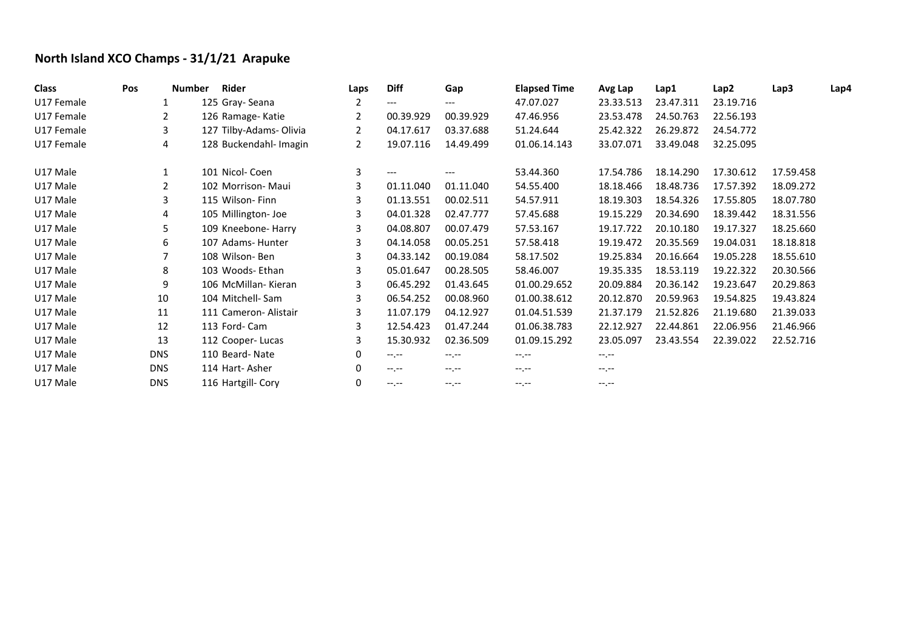## North Island XCO Champs - 31/1/21 Arapuke

| Class | Pos | Number | Rider | Laps | Diff | Gap | Elapsed Time | Avg Lap | Lap1 | Lap2 | Lap3 | Lap4 |
|---|---|---|---|---|---|---|---|---|---|---|---|---|
| U17 Female | 1 | 125 | Gray- Seana | 2 | --- | --- | 47.07.027 | 23.33.513 | 23.47.311 | 23.19.716 | | |
| U17 Female | 2 | 126 | Ramage- Katie | 2 | 00.39.929 | 00.39.929 | 47.46.956 | 23.53.478 | 24.50.763 | 22.56.193 | | |
| U17 Female | 3 | 127 | Tilby-Adams- Olivia | 2 | 04.17.617 | 03.37.688 | 51.24.644 | 25.42.322 | 26.29.872 | 24.54.772 | | |
| U17 Female | 4 | 128 | Buckendahl- Imagin | 2 | 19.07.116 | 14.49.499 | 01.06.14.143 | 33.07.071 | 33.49.048 | 32.25.095 | | |
| U17 Male | 1 | 101 | Nicol- Coen | 3 | --- | --- | 53.44.360 | 17.54.786 | 18.14.290 | 17.30.612 | 17.59.458 | |
| U17 Male | 2 | 102 | Morrison- Maui | 3 | 01.11.040 | 01.11.040 | 54.55.400 | 18.18.466 | 18.48.736 | 17.57.392 | 18.09.272 | |
| U17 Male | 3 | 115 | Wilson- Finn | 3 | 01.13.551 | 00.02.511 | 54.57.911 | 18.19.303 | 18.54.326 | 17.55.805 | 18.07.780 | |
| U17 Male | 4 | 105 | Millington- Joe | 3 | 04.01.328 | 02.47.777 | 57.45.688 | 19.15.229 | 20.34.690 | 18.39.442 | 18.31.556 | |
| U17 Male | 5 | 109 | Kneebone- Harry | 3 | 04.08.807 | 00.07.479 | 57.53.167 | 19.17.722 | 20.10.180 | 19.17.327 | 18.25.660 | |
| U17 Male | 6 | 107 | Adams- Hunter | 3 | 04.14.058 | 00.05.251 | 57.58.418 | 19.19.472 | 20.35.569 | 19.04.031 | 18.18.818 | |
| U17 Male | 7 | 108 | Wilson- Ben | 3 | 04.33.142 | 00.19.084 | 58.17.502 | 19.25.834 | 20.16.664 | 19.05.228 | 18.55.610 | |
| U17 Male | 8 | 103 | Woods- Ethan | 3 | 05.01.647 | 00.28.505 | 58.46.007 | 19.35.335 | 18.53.119 | 19.22.322 | 20.30.566 | |
| U17 Male | 9 | 106 | McMillan- Kieran | 3 | 06.45.292 | 01.43.645 | 01.00.29.652 | 20.09.884 | 20.36.142 | 19.23.647 | 20.29.863 | |
| U17 Male | 10 | 104 | Mitchell- Sam | 3 | 06.54.252 | 00.08.960 | 01.00.38.612 | 20.12.870 | 20.59.963 | 19.54.825 | 19.43.824 | |
| U17 Male | 11 | 111 | Cameron- Alistair | 3 | 11.07.179 | 04.12.927 | 01.04.51.539 | 21.37.179 | 21.52.826 | 21.19.680 | 21.39.033 | |
| U17 Male | 12 | 113 | Ford- Cam | 3 | 12.54.423 | 01.47.244 | 01.06.38.783 | 22.12.927 | 22.44.861 | 22.06.956 | 21.46.966 | |
| U17 Male | 13 | 112 | Cooper- Lucas | 3 | 15.30.932 | 02.36.509 | 01.09.15.292 | 23.05.097 | 23.43.554 | 22.39.022 | 22.52.716 | |
| U17 Male | DNS | 110 | Beard- Nate | 0 | --.-- | --.-- | --.-- | --.-- | | | | |
| U17 Male | DNS | 114 | Hart- Asher | 0 | --.-- | --.-- | --.-- | --.-- | | | | |
| U17 Male | DNS | 116 | Hartgill- Cory | 0 | --.-- | --.-- | --.-- | --.-- | | | | |